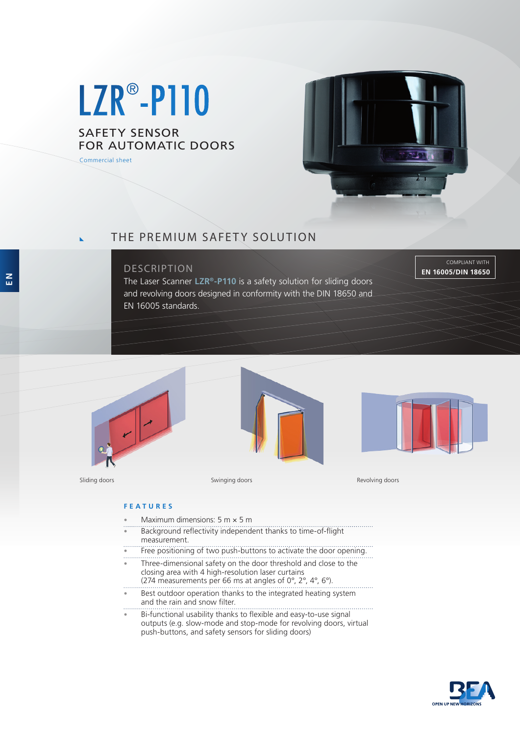# LZR®-P110

## SAFETY SENSOR FOR AUTOMATIC DOORS

Commercial sheet

## THE PREMIUM SAFETY SOLUTION

### DESCRIPTION

The Laser Scanner **LZR®-P110** is a safety solution for sliding doors and revolving doors designed in conformity with the DIN 18650 and EN 16005 standards.

COMPLIANT WITH **EN 16005/DIN 18650**

Sliding doors

Swinging doors

Revolving doors

### FEATURES

- Maximum dimensions: 5 m × 5 m
- Background reflectivity independent thanks to time-of-flight measurement.
- Free positioning of two push-buttons to activate the door opening.
- Three-dimensional safety on the door threshold and close to the closing area with 4 high-resolution laser curtains (274 measurements per 66 ms at angles of 0°, 2°, 4°, 6°).
- Best outdoor operation thanks to the integrated heating system and the rain and snow filter.
- Bi-functional usability thanks to flexible and easy-to-use signal outputs (e.g. slow-mode and stop-mode for revolving doors, virtual push-buttons, and safety sensors for sliding doors)

BEA OPEN UP NEW HORIZONS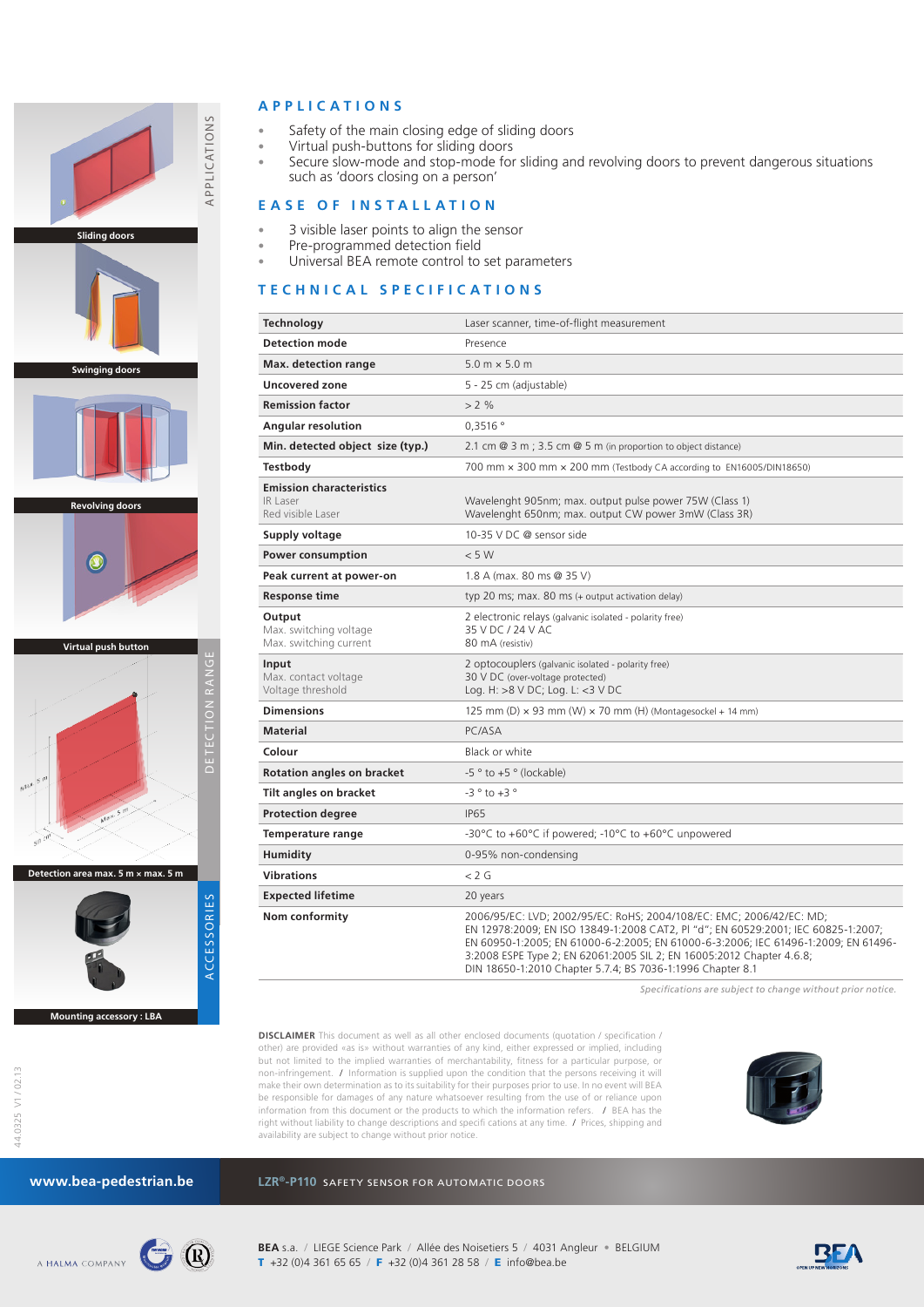Sliding doors

Swinging doors

Revolving doors

Virtual push button

Detection area max. 5 m × max. 5 m

Mounting accessory : LBA

## APPLICATIONS

- Safety of the main closing edge of sliding doors
- Virtual push-buttons for sliding doors
- Secure slow-mode and stop-mode for sliding and revolving doors to prevent dangerous situations such as 'doors closing on a person'

## EASE OF INSTALLATION

- 3 visible laser points to align the sensor
- Pre-programmed detection field
- Universal BEA remote control to set parameters

## TECHNICAL SPECIFICATIONS

| | |
|---|---|
| **Technology** | Laser scanner, time-of-flight measurement |
| **Detection mode** | Presence |
| **Max. detection range** | 5.0 m × 5.0 m |
| **Uncovered zone** | 5 - 25 cm (adjustable) |
| **Remission factor** | > 2 % |
| **Angular resolution** | 0,3516 ° |
| **Min. detected object size (typ.)** | 2.1 cm @ 3 m ; 3.5 cm @ 5 m (in proportion to object distance) |
| **Testbody** | 700 mm × 300 mm × 200 mm (Testbody CA according to EN16005/DIN18650) |
| **Emission characteristics**<br>IR Laser<br>Red visible Laser | <br>Wavelenght 905nm; max. output pulse power 75W (Class 1)<br>Wavelenght 650nm; max. output CW power 3mW (Class 3R) |
| **Supply voltage** | 10-35 V DC @ sensor side |
| **Power consumption** | < 5 W |
| **Peak current at power-on** | 1.8 A (max. 80 ms @ 35 V) |
| **Response time** | typ 20 ms; max. 80 ms (+ output activation delay) |
| **Output**<br>Max. switching voltage<br>Max. switching current | 2 electronic relays (galvanic isolated - polarity free)<br>35 V DC / 24 V AC<br>80 mA (resistiv) |
| **Input**<br>Max. contact voltage<br>Voltage threshold | 2 optocouplers (galvanic isolated - polarity free)<br>30 V DC (over-voltage protected)<br>Log. H: >8 V DC; Log. L: <3 V DC |
| **Dimensions** | 125 mm (D) × 93 mm (W) × 70 mm (H) (Montagesockel + 14 mm) |
| **Material** | PC/ASA |
| **Colour** | Black or white |
| **Rotation angles on bracket** | -5 ° to +5 ° (lockable) |
| **Tilt angles on bracket** | -3 ° to +3 ° |
| **Protection degree** | IP65 |
| **Temperature range** | -30°C to +60°C if powered; -10°C to +60°C unpowered |
| **Humidity** | 0-95% non-condensing |
| **Vibrations** | < 2 G |
| **Expected lifetime** | 20 years |
| **Nom conformity** | 2006/95/EC: LVD; 2002/95/EC: RoHS; 2004/108/EC: EMC; 2006/42/EC: MD; EN 12978:2009; EN ISO 13849-1:2008 CAT2, Pl "d"; EN 60529:2001; IEC 60825-1:2007; EN 60950-1:2005; EN 61000-6-2:2005; EN 61000-6-3:2006; IEC 61496-1:2009; EN 61496-3:2008 ESPE Type 2; EN 62061:2005 SIL 2; EN 16005:2012 Chapter 4.6.8; DIN 18650-1:2010 Chapter 5.7.4; BS 7036-1:1996 Chapter 8.1 |

*Specifications are subject to change without prior notice.*

**DISCLAIMER** This document as well as all other enclosed documents (quotation / specification / other) are provided «as is» without warranties of any kind, either expressed or implied, including but not limited to the implied warranties of merchantability, fitness for a particular purpose, or non-infringement. / Information is supplied upon the condition that the persons receiving it will make their own determination as to its suitability for their purposes prior to use. In no event will BEA be responsible for damages of any nature whatsoever resulting from the use of or reliance upon information from this document or the products to which the information refers. / BEA has the right without liability to change descriptions and specifi cations at any time. / Prices, shipping and availability are subject to change without prior notice.

44.0325 V1 / 02.13

**www.bea-pedestrian.be**

**LZR®-P110** SAFETY SENSOR FOR AUTOMATIC DOORS

A HALMA COMPANY

**BEA** s.a. / LIEGE Science Park / Allée des Noisetiers 5 / 4031 Angleur • BELGIUM
**T** +32 (0)4 361 65 65 / **F** +32 (0)4 361 28 58 / **E** info@bea.be